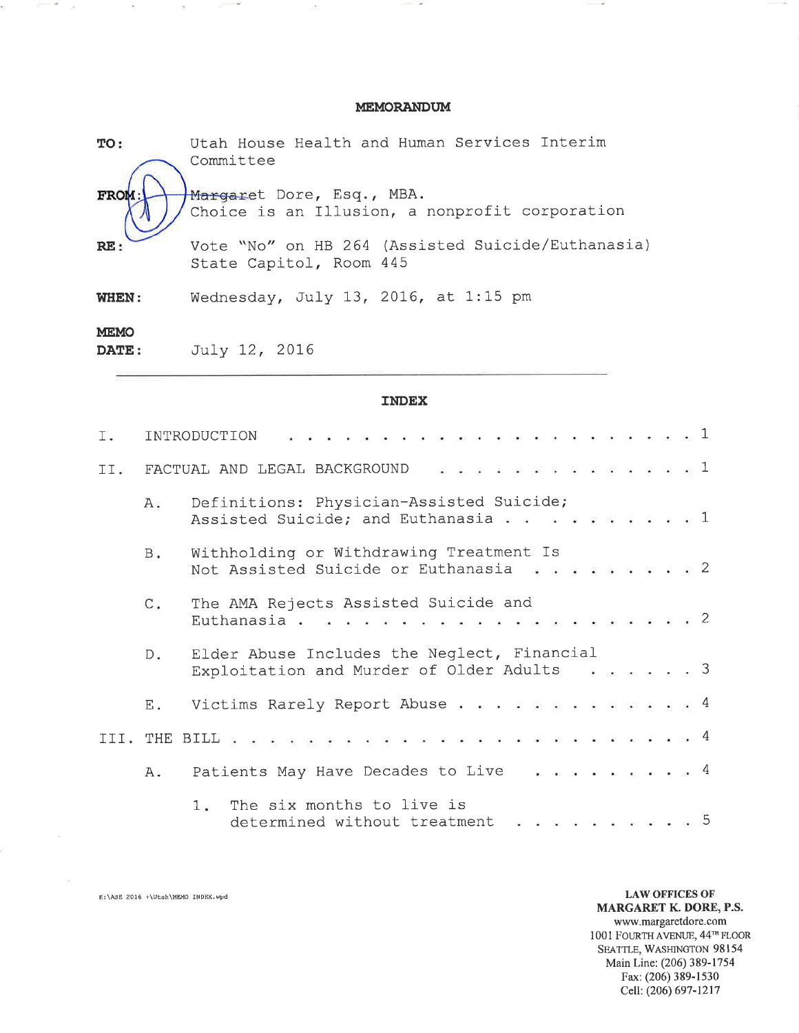# MEMORANDUM

**TO:** Utah House Health and Human Services Interim Committee

**FROM:** Margaret Dore, Esq., MBA.
Choice is an Illusion, a nonprofit corporation

**RE:** Vote "No" on HB 264 (Assisted Suicide/Euthanasia)
State Capitol, Room 445

**WHEN:** Wednesday, July 13, 2016, at 1:15 pm

**MEMO DATE:** July 12, 2016

---

## INDEX

I. INTRODUCTION . . . . . . . . . . . . . . . . . . . . . . . . 1

II. FACTUAL AND LEGAL BACKGROUND . . . . . . . . . . . . . . 1

- A. Definitions: Physician-Assisted Suicide; Assisted Suicide; and Euthanasia . . . . . . . . . . 1
- B. Withholding or Withdrawing Treatment Is Not Assisted Suicide or Euthanasia . . . . . . . . . 2
- C. The AMA Rejects Assisted Suicide and Euthanasia . . . . . . . . . . . . . . . . . . . . . 2
- D. Elder Abuse Includes the Neglect, Financial Exploitation and Murder of Older Adults . . . . . . 3
- E. Victims Rarely Report Abuse . . . . . . . . . . . . . 4

III. THE BILL . . . . . . . . . . . . . . . . . . . . . . . . . 4

- A. Patients May Have Decades to Live . . . . . . . . . 4
  - 1. The six months to live is determined without treatment . . . . . . . . . . 5

E:\ASE 2016 +\Utah\MEMO INDEX.wpd

**LAW OFFICES OF**
**MARGARET K. DORE, P.S.**
www.margaretdore.com
1001 FOURTH AVENUE, 44TH FLOOR
SEATTLE, WASHINGTON 98154
Main Line: (206) 389-1754
Fax: (206) 389-1530
Cell: (206) 697-1217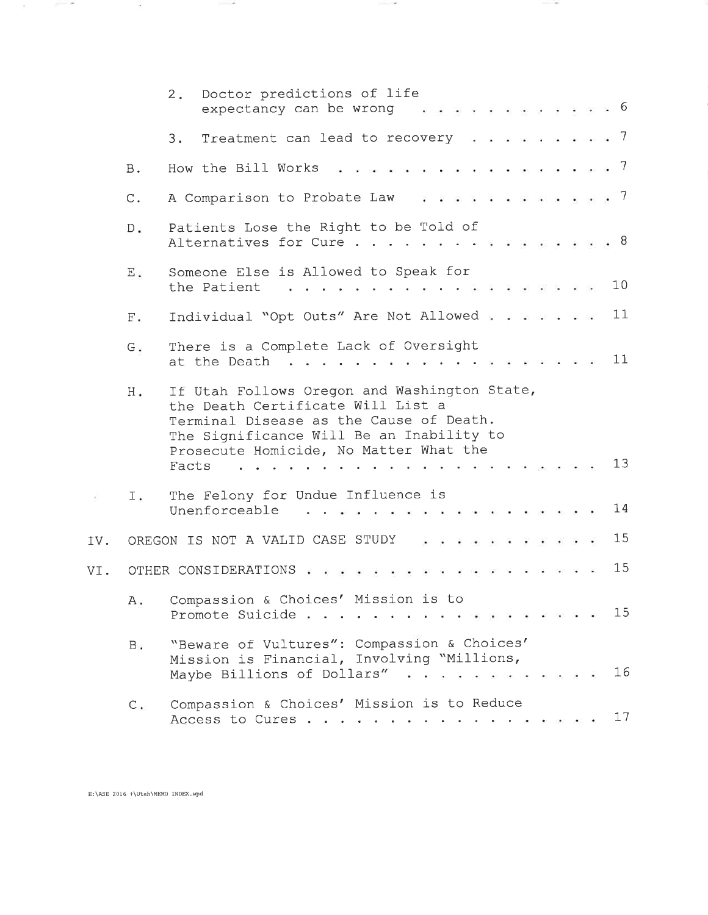2. Doctor predictions of life expectancy can be wrong . . . . . . . . . . . . 6

3. Treatment can lead to recovery . . . . . . . . . . 7

B. How the Bill Works . . . . . . . . . . . . . . . . . 7

C. A Comparison to Probate Law . . . . . . . . . . . . 7

D. Patients Lose the Right to be Told of Alternatives for Cure . . . . . . . . . . . . . . . 8

E. Someone Else is Allowed to Speak for the Patient . . . . . . . . . . . . . . . . . . . 10

F. Individual "Opt Outs" Are Not Allowed . . . . . . . 11

G. There is a Complete Lack of Oversight at the Death . . . . . . . . . . . . . . . . . . . 11

H. If Utah Follows Oregon and Washington State, the Death Certificate Will List a Terminal Disease as the Cause of Death. The Significance Will Be an Inability to Prosecute Homicide, No Matter What the Facts . . . . . . . . . . . . . . . . . . . . . 13

I. The Felony for Undue Influence is Unenforceable . . . . . . . . . . . . . . . . . . 14

IV. OREGON IS NOT A VALID CASE STUDY . . . . . . . . . . . 15

VI. OTHER CONSIDERATIONS . . . . . . . . . . . . . . . . . . 15

A. Compassion & Choices' Mission is to Promote Suicide . . . . . . . . . . . . . . . . . . 15

B. "Beware of Vultures": Compassion & Choices' Mission is Financial, Involving "Millions, Maybe Billions of Dollars" . . . . . . . . . . . 16

C. Compassion & Choices' Mission is to Reduce Access to Cures . . . . . . . . . . . . . . . . . . 17

E:\ASE 2016 +\Utah\MEMO INDEX.wpd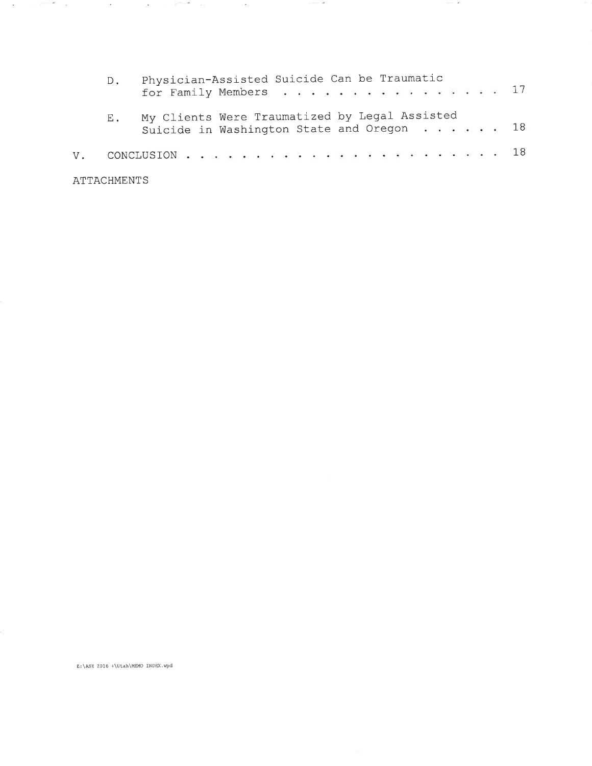D. Physician-Assisted Suicide Can be Traumatic for Family Members . . . . . . . . . . . . . . . . 17

E. My Clients Were Traumatized by Legal Assisted Suicide in Washington State and Oregon . . . . . . 18

V. CONCLUSION . . . . . . . . . . . . . . . . . . . . . . 18

ATTACHMENTS

E:\ASE 2016 +\Utah\MEMO INDEX.wpd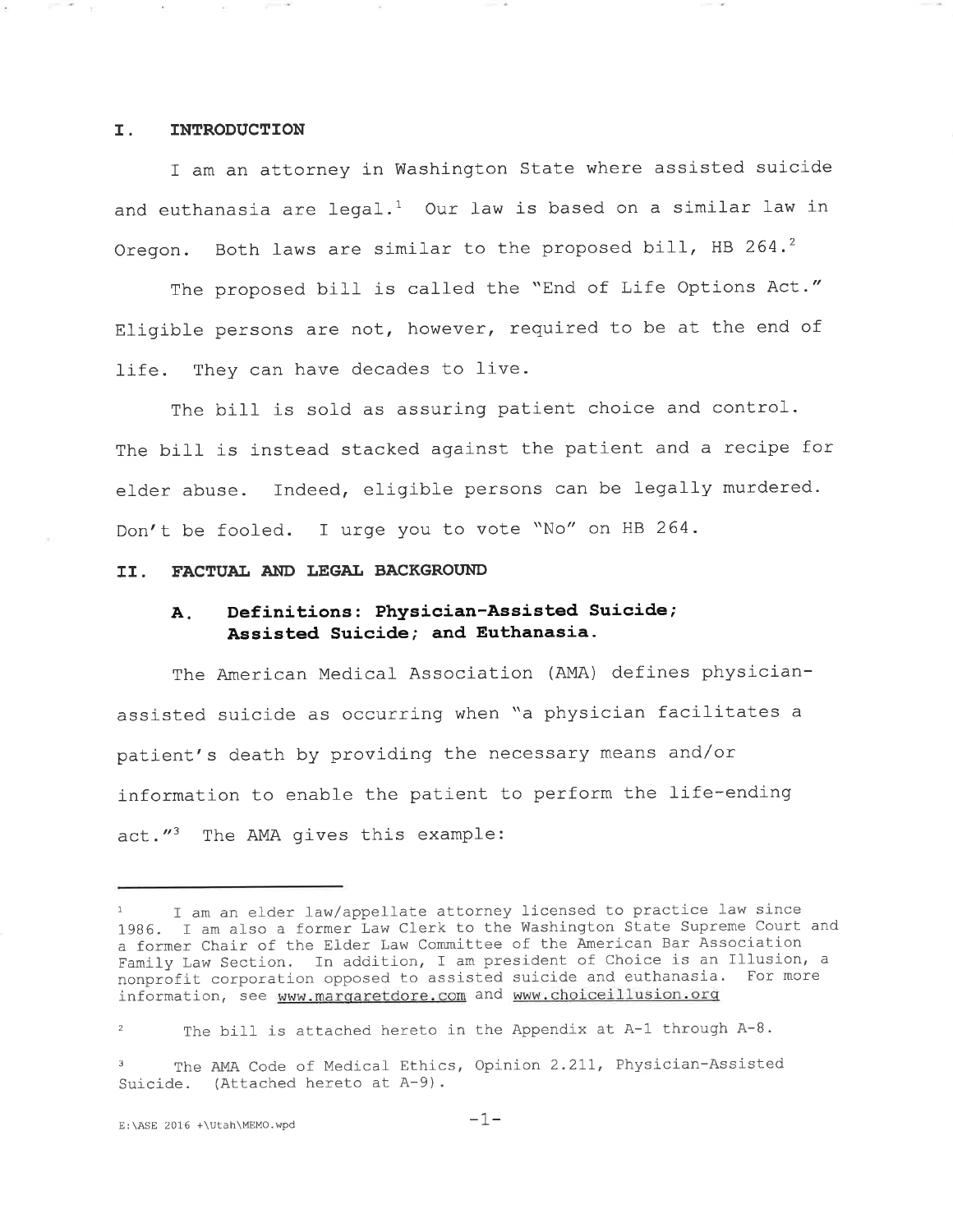## I. INTRODUCTION

I am an attorney in Washington State where assisted suicide and euthanasia are legal.[1] Our law is based on a similar law in Oregon. Both laws are similar to the proposed bill, HB 264.[2]

The proposed bill is called the "End of Life Options Act." Eligible persons are not, however, required to be at the end of life. They can have decades to live.

The bill is sold as assuring patient choice and control. The bill is instead stacked against the patient and a recipe for elder abuse. Indeed, eligible persons can be legally murdered. Don't be fooled. I urge you to vote "No" on HB 264.

## II. FACTUAL AND LEGAL BACKGROUND

### A. Definitions: Physician-Assisted Suicide; Assisted Suicide; and Euthanasia.

The American Medical Association (AMA) defines physician-assisted suicide as occurring when "a physician facilitates a patient's death by providing the necessary means and/or information to enable the patient to perform the life-ending act."[3] The AMA gives this example:

---

[1] I am an elder law/appellate attorney licensed to practice law since 1986. I am also a former Law Clerk to the Washington State Supreme Court and a former Chair of the Elder Law Committee of the American Bar Association Family Law Section. In addition, I am president of Choice is an Illusion, a nonprofit corporation opposed to assisted suicide and euthanasia. For more information, see www.margaretdore.com and www.choiceillusion.org

[2] The bill is attached hereto in the Appendix at A-1 through A-8.

[3] The AMA Code of Medical Ethics, Opinion 2.211, Physician-Assisted Suicide. (Attached hereto at A-9).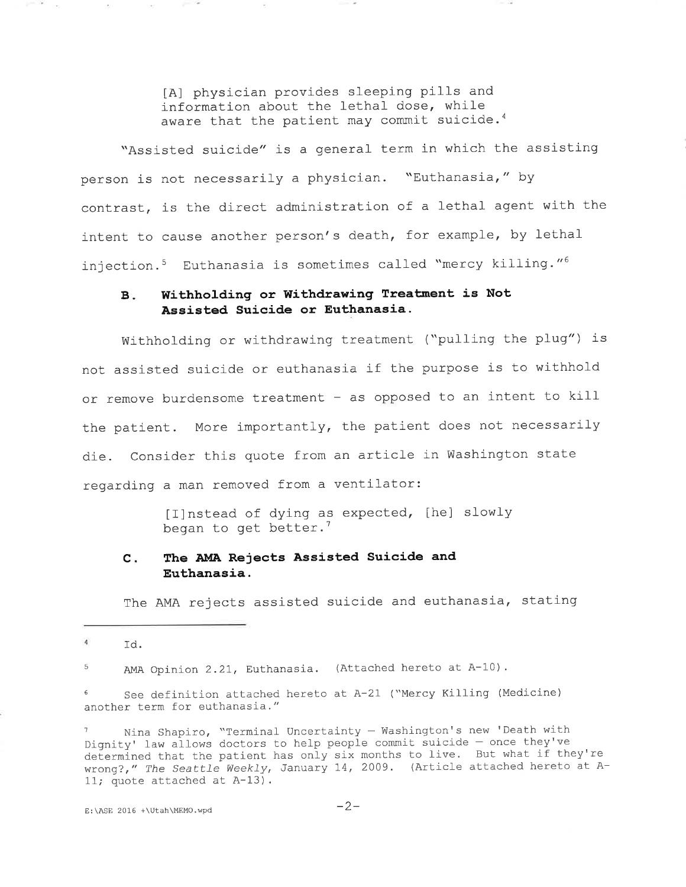> [A] physician provides sleeping pills and information about the lethal dose, while aware that the patient may commit suicide.[4]

"Assisted suicide" is a general term in which the assisting person is not necessarily a physician. "Euthanasia," by contrast, is the direct administration of a lethal agent with the intent to cause another person's death, for example, by lethal injection.[5] Euthanasia is sometimes called "mercy killing."[6]

### B. Withholding or Withdrawing Treatment is Not Assisted Suicide or Euthanasia.

Withholding or withdrawing treatment ("pulling the plug") is not assisted suicide or euthanasia if the purpose is to withhold or remove burdensome treatment - as opposed to an intent to kill the patient. More importantly, the patient does not necessarily die. Consider this quote from an article in Washington state regarding a man removed from a ventilator:

> [I]nstead of dying as expected, [he] slowly began to get better.[7]

### C. The AMA Rejects Assisted Suicide and Euthanasia.

The AMA rejects assisted suicide and euthanasia, stating

---

[4] Id.

[5] AMA Opinion 2.21, Euthanasia. (Attached hereto at A-10).

[6] See definition attached hereto at A-21 ("Mercy Killing (Medicine) another term for euthanasia."

[7] Nina Shapiro, "Terminal Uncertainty – Washington's new 'Death with Dignity' law allows doctors to help people commit suicide – once they've determined that the patient has only six months to live. But what if they're wrong?," *The Seattle Weekly*, January 14, 2009. (Article attached hereto at A-11; quote attached at A-13).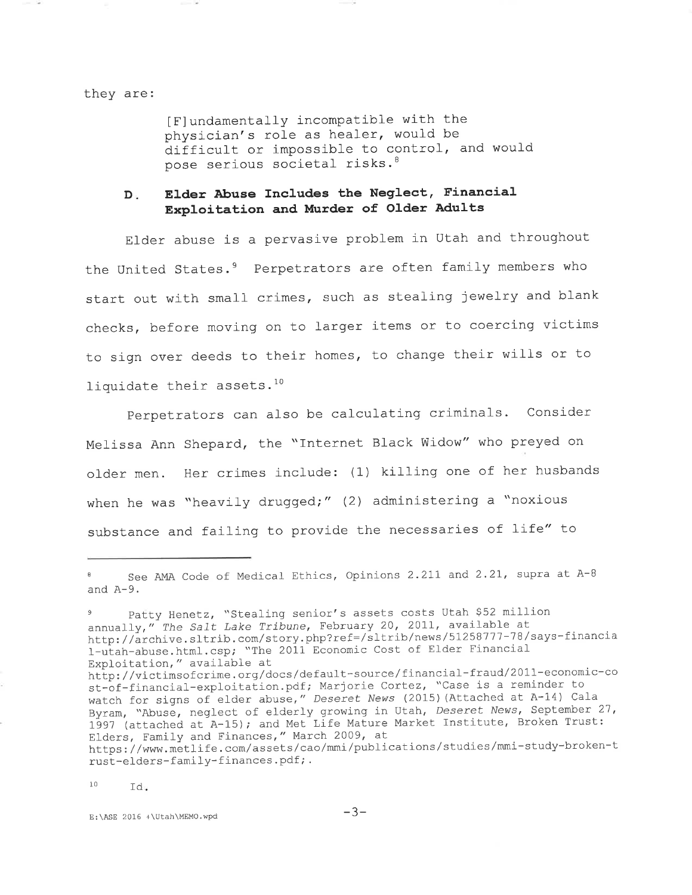they are:

> [F]undamentally incompatible with the physician's role as healer, would be difficult or impossible to control, and would pose serious societal risks.[8]

### D. Elder Abuse Includes the Neglect, Financial Exploitation and Murder of Older Adults

Elder abuse is a pervasive problem in Utah and throughout the United States.[9] Perpetrators are often family members who start out with small crimes, such as stealing jewelry and blank checks, before moving on to larger items or to coercing victims to sign over deeds to their homes, to change their wills or to liquidate their assets.[10]

Perpetrators can also be calculating criminals. Consider Melissa Ann Shepard, the "Internet Black Widow" who preyed on older men. Her crimes include: (1) killing one of her husbands when he was "heavily drugged;" (2) administering a "noxious substance and failing to provide the necessaries of life" to

---

[8] See AMA Code of Medical Ethics, Opinions 2.211 and 2.21, supra at A-8 and A-9.

[9] Patty Henetz, "Stealing senior's assets costs Utah $52 million annually," *The Salt Lake Tribune*, February 20, 2011, available at http://archive.sltrib.com/story.php?ref=/sltrib/news/51258777-78/says-financial-utah-abuse.html.csp; "The 2011 Economic Cost of Elder Financial Exploitation," available at http://victimsofcrime.org/docs/default-source/financial-fraud/2011-economic-cost-of-financial-exploitation.pdf; Marjorie Cortez, "Case is a reminder to watch for signs of elder abuse," *Deseret News* (2015)(Attached at A-14) Cala Byram, "Abuse, neglect of elderly growing in Utah, *Deseret News*, September 27, 1997 (attached at A-15); and Met Life Mature Market Institute, Broken Trust: Elders, Family and Finances," March 2009, at https://www.metlife.com/assets/cao/mmi/publications/studies/mmi-study-broken-trust-elders-family-finances.pdf;.

[10] Id.

E:\ASE 2016 +\Utah\MEMO.wpd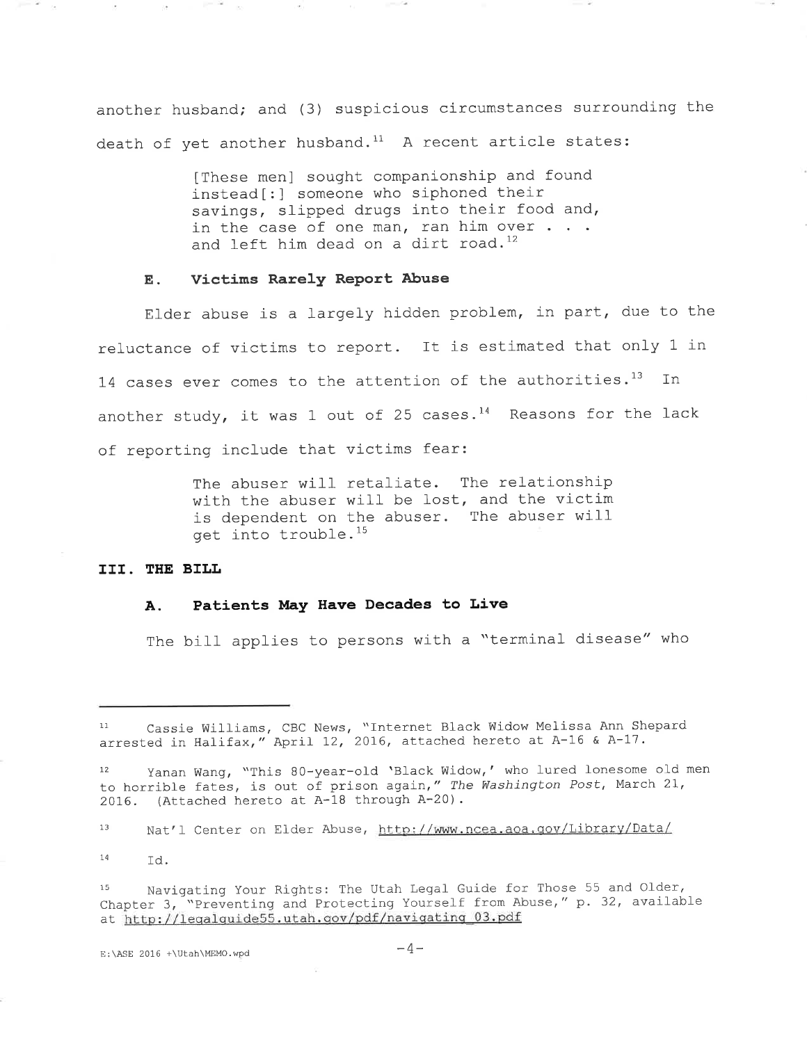another husband; and (3) suspicious circumstances surrounding the death of yet another husband.[11] A recent article states:

> [These men] sought companionship and found instead[:] someone who siphoned their savings, slipped drugs into their food and, in the case of one man, ran him over . . . and left him dead on a dirt road.[12]

### E. Victims Rarely Report Abuse

Elder abuse is a largely hidden problem, in part, due to the reluctance of victims to report. It is estimated that only 1 in 14 cases ever comes to the attention of the authorities.[13] In another study, it was 1 out of 25 cases.[14] Reasons for the lack of reporting include that victims fear:

> The abuser will retaliate. The relationship with the abuser will be lost, and the victim is dependent on the abuser. The abuser will get into trouble.[15]

## III. THE BILL

### A. Patients May Have Decades to Live

The bill applies to persons with a "terminal disease" who

---

[11] Cassie Williams, CBC News, "Internet Black Widow Melissa Ann Shepard arrested in Halifax," April 12, 2016, attached hereto at A-16 & A-17.

[12] Yanan Wang, "This 80-year-old 'Black Widow,' who lured lonesome old men to horrible fates, is out of prison again," *The Washington Post*, March 21, 2016. (Attached hereto at A-18 through A-20).

[13] Nat'l Center on Elder Abuse, http://www.ncea.aoa.gov/Library/Data/

[14] Id.

[15] Navigating Your Rights: The Utah Legal Guide for Those 55 and Older, Chapter 3, "Preventing and Protecting Yourself from Abuse," p. 32, available at http://legalguide55.utah.gov/pdf/navigating_03.pdf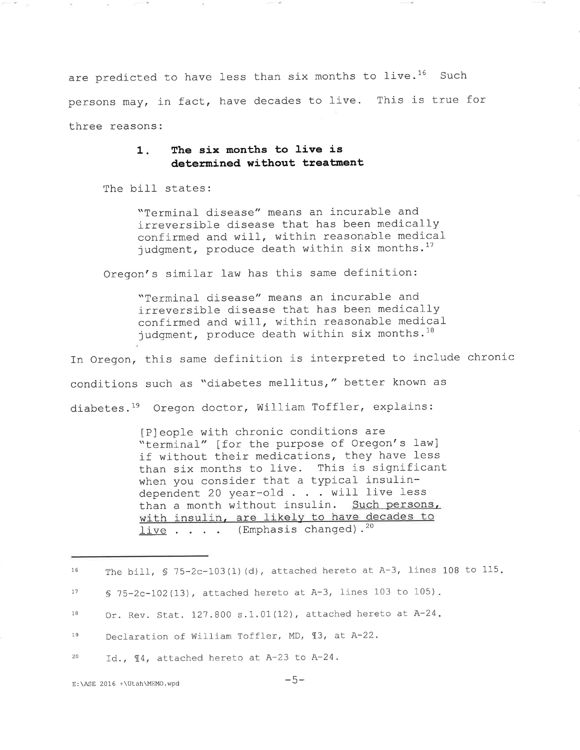are predicted to have less than six months to live.[16] Such persons may, in fact, have decades to live. This is true for three reasons:

### 1. The six months to live is determined without treatment

The bill states:

> "Terminal disease" means an incurable and irreversible disease that has been medically confirmed and will, within reasonable medical judgment, produce death within six months.[17]

Oregon's similar law has this same definition:

> "Terminal disease" means an incurable and irreversible disease that has been medically confirmed and will, within reasonable medical judgment, produce death within six months.[18]

In Oregon, this same definition is interpreted to include chronic conditions such as "diabetes mellitus," better known as diabetes.[19] Oregon doctor, William Toffler, explains:

> [P]eople with chronic conditions are "terminal" [for the purpose of Oregon's law] if without their medications, they have less than six months to live. This is significant when you consider that a typical insulin-dependent 20 year-old . . . will live less than a month without insulin. <u>Such persons, with insulin, are likely to have decades to live</u> . . . . (Emphasis changed).[20]

---

16 The bill, § 75-2c-103(1)(d), attached hereto at A-3, lines 108 to 115.

17 § 75-2c-102(13), attached hereto at A-3, lines 103 to 105).

18 Or. Rev. Stat. 127.800 s.1.01(12), attached hereto at A-24.

19 Declaration of William Toffler, MD, ¶3, at A-22.

20 Id., ¶4, attached hereto at A-23 to A-24.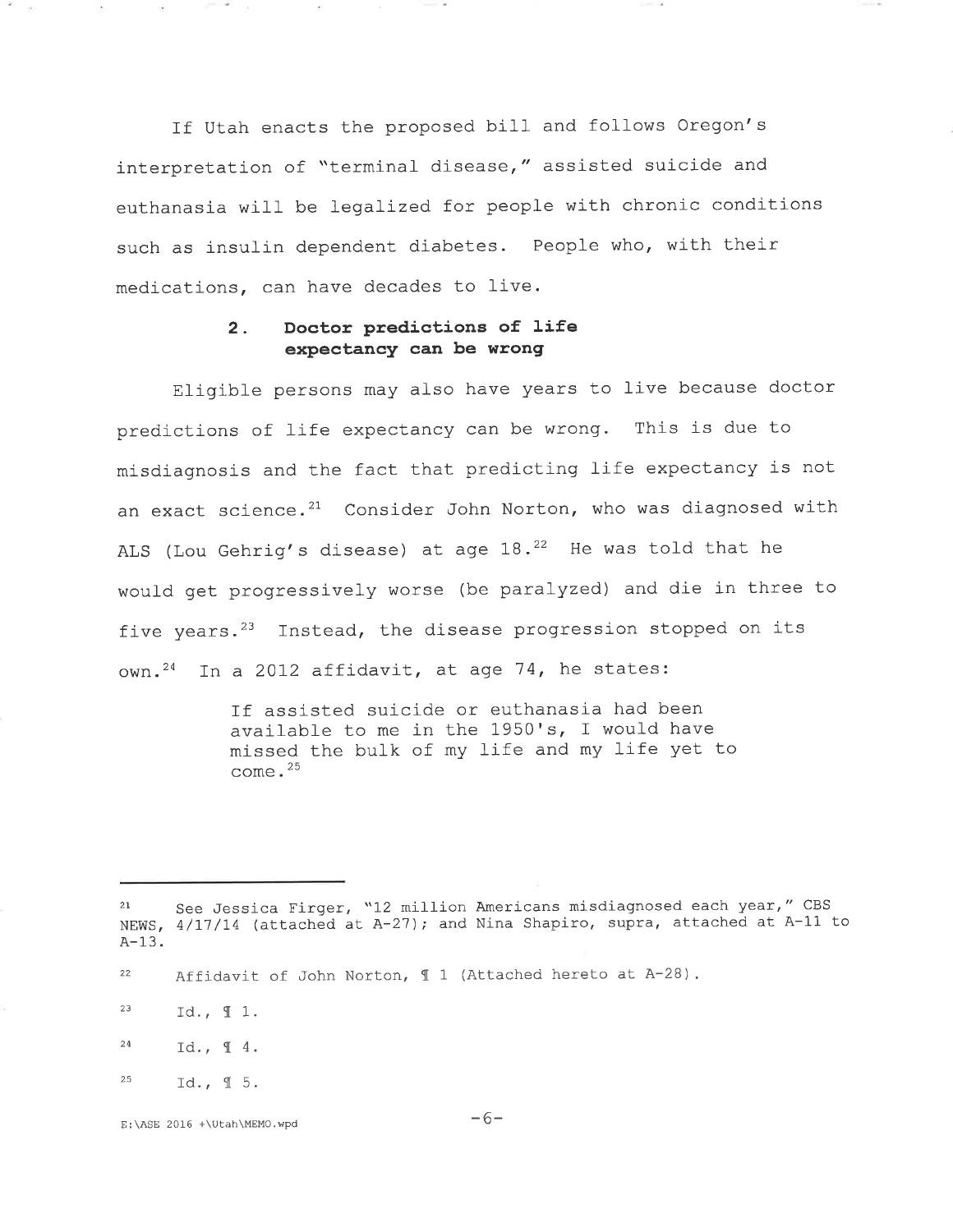If Utah enacts the proposed bill and follows Oregon's interpretation of "terminal disease," assisted suicide and euthanasia will be legalized for people with chronic conditions such as insulin dependent diabetes. People who, with their medications, can have decades to live.

### 2. Doctor predictions of life expectancy can be wrong

Eligible persons may also have years to live because doctor predictions of life expectancy can be wrong. This is due to misdiagnosis and the fact that predicting life expectancy is not an exact science.[21] Consider John Norton, who was diagnosed with ALS (Lou Gehrig's disease) at age 18.[22] He was told that he would get progressively worse (be paralyzed) and die in three to five years.[23] Instead, the disease progression stopped on its own.[24] In a 2012 affidavit, at age 74, he states:

> If assisted suicide or euthanasia had been available to me in the 1950's, I would have missed the bulk of my life and my life yet to come.[25]

---

[21] See Jessica Firger, "12 million Americans misdiagnosed each year," CBS NEWS, 4/17/14 (attached at A-27); and Nina Shapiro, supra, attached at A-11 to A-13.

[22] Affidavit of John Norton, ¶ 1 (Attached hereto at A-28).

[23] Id., ¶ 1.

[24] Id., ¶ 4.

[25] Id., ¶ 5.

E:\ASE 2016 +\Utah\MEMO.wpd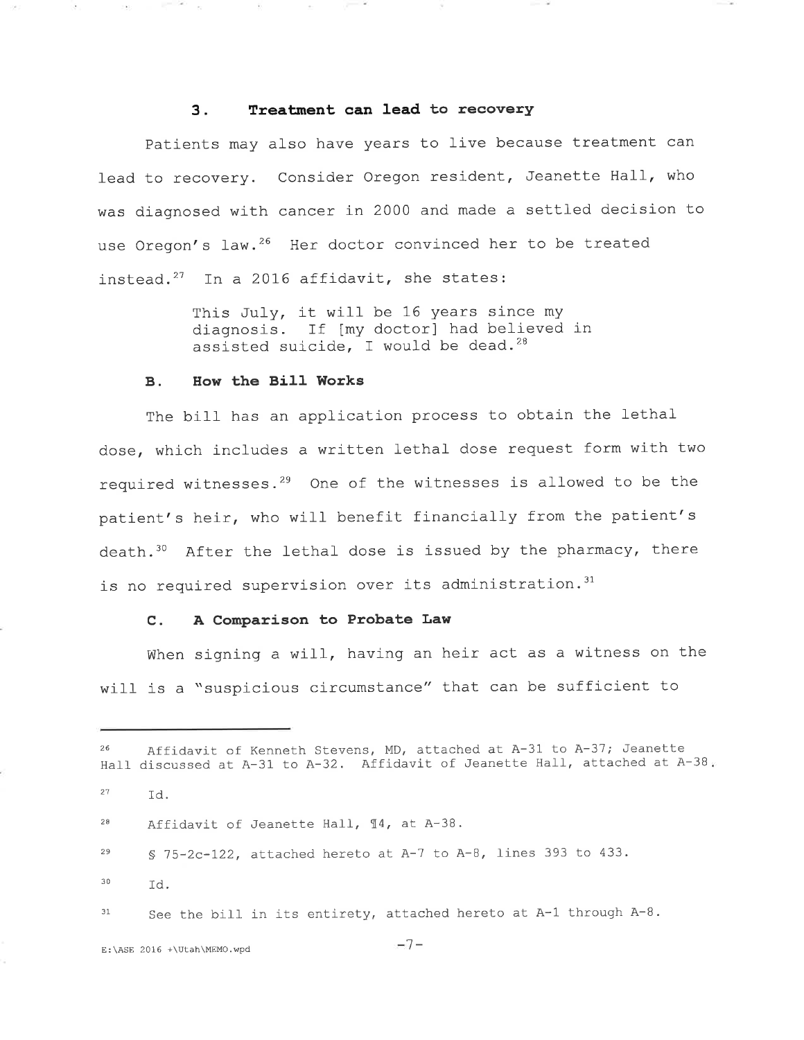### 3. Treatment can lead to recovery

Patients may also have years to live because treatment can lead to recovery. Consider Oregon resident, Jeanette Hall, who was diagnosed with cancer in 2000 and made a settled decision to use Oregon's law.[26] Her doctor convinced her to be treated instead.[27] In a 2016 affidavit, she states:

> This July, it will be 16 years since my diagnosis. If [my doctor] had believed in assisted suicide, I would be dead.[28]

## B. How the Bill Works

The bill has an application process to obtain the lethal dose, which includes a written lethal dose request form with two required witnesses.[29] One of the witnesses is allowed to be the patient's heir, who will benefit financially from the patient's death.[30] After the lethal dose is issued by the pharmacy, there is no required supervision over its administration.[31]

## C. A Comparison to Probate Law

When signing a will, having an heir act as a witness on the will is a "suspicious circumstance" that can be sufficient to

---

[26] Affidavit of Kenneth Stevens, MD, attached at A-31 to A-37; Jeanette Hall discussed at A-31 to A-32. Affidavit of Jeanette Hall, attached at A-38.

[27] Id.

[28] Affidavit of Jeanette Hall, ¶4, at A-38.

[29] § 75-2c-122, attached hereto at A-7 to A-8, lines 393 to 433.

[30] Id.

[31] See the bill in its entirety, attached hereto at A-1 through A-8.

E:\ASE 2016 +\Utah\MEMO.wpd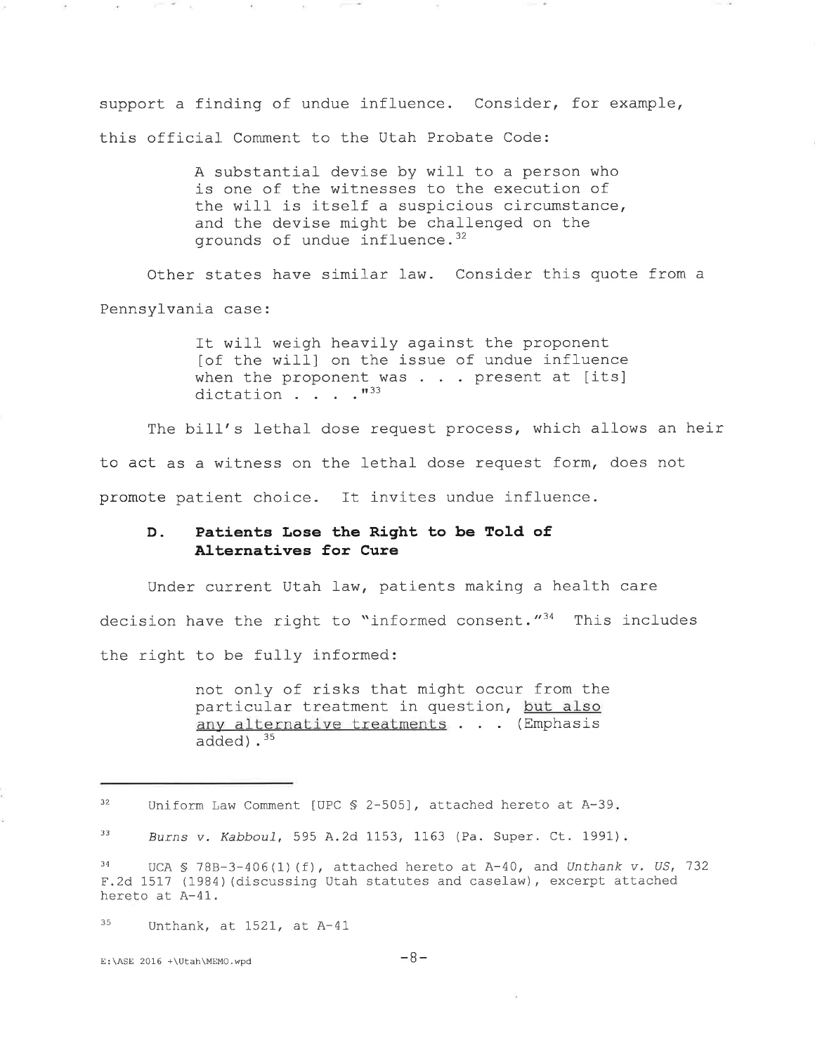support a finding of undue influence. Consider, for example, this official Comment to the Utah Probate Code:

> A substantial devise by will to a person who is one of the witnesses to the execution of the will is itself a suspicious circumstance, and the devise might be challenged on the grounds of undue influence.[32]

Other states have similar law. Consider this quote from a Pennsylvania case:

> It will weigh heavily against the proponent [of the will] on the issue of undue influence when the proponent was . . . present at [its] dictation . . . ."[33]

The bill's lethal dose request process, which allows an heir to act as a witness on the lethal dose request form, does not promote patient choice. It invites undue influence.

### D. Patients Lose the Right to be Told of Alternatives for Cure

Under current Utah law, patients making a health care decision have the right to "informed consent."[34] This includes the right to be fully informed:

> not only of risks that might occur from the particular treatment in question, <u>but also any alternative treatments</u> . . . (Emphasis added).[35]

---

[32] Uniform Law Comment [UPC § 2-505], attached hereto at A-39.

[33] *Burns v. Kabboul*, 595 A.2d 1153, 1163 (Pa. Super. Ct. 1991).

[34] UCA § 78B-3-406(1)(f), attached hereto at A-40, and *Unthank v. US*, 732 F.2d 1517 (1984)(discussing Utah statutes and caselaw), excerpt attached hereto at A-41.

[35] Unthank, at 1521, at A-41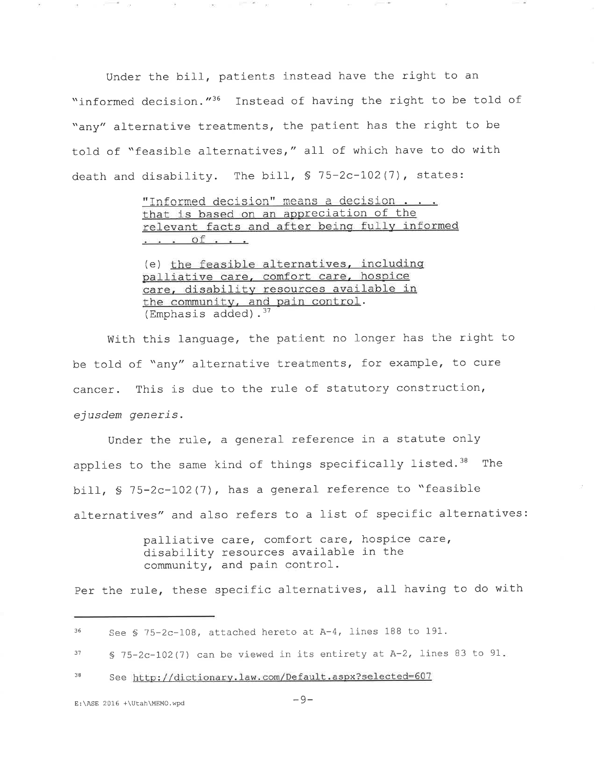Under the bill, patients instead have the right to an "informed decision."[36] Instead of having the right to be told of "any" alternative treatments, the patient has the right to be told of "feasible alternatives," all of which have to do with death and disability. The bill, § 75-2c-102(7), states:

> "Informed decision" means a decision . . . that is based on an appreciation of the relevant facts and after being fully informed . . . of . . .
>
> (e) the feasible alternatives, including palliative care, comfort care, hospice care, disability resources available in the community, and pain control. (Emphasis added).[37]

With this language, the patient no longer has the right to be told of "any" alternative treatments, for example, to cure cancer. This is due to the rule of statutory construction, *ejusdem generis*.

Under the rule, a general reference in a statute only applies to the same kind of things specifically listed.[38] The bill, § 75-2c-102(7), has a general reference to "feasible alternatives" and also refers to a list of specific alternatives:

> palliative care, comfort care, hospice care, disability resources available in the community, and pain control.

Per the rule, these specific alternatives, all having to do with

---

[36] See § 75-2c-108, attached hereto at A-4, lines 188 to 191.

[37] § 75-2c-102(7) can be viewed in its entirety at A-2, lines 83 to 91.

[38] See http://dictionary.law.com/Default.aspx?selected=607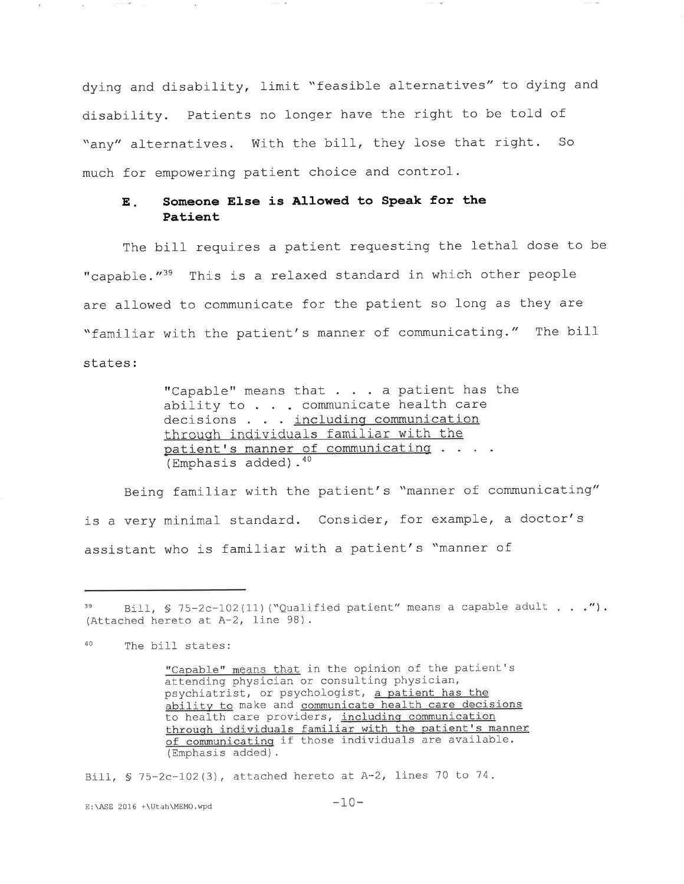dying and disability, limit "feasible alternatives" to dying and disability. Patients no longer have the right to be told of "any" alternatives. With the bill, they lose that right. So much for empowering patient choice and control.

### E. Someone Else is Allowed to Speak for the Patient

The bill requires a patient requesting the lethal dose to be "capable."[39] This is a relaxed standard in which other people are allowed to communicate for the patient so long as they are "familiar with the patient's manner of communicating." The bill states:

> "Capable" means that . . . a patient has the ability to . . . communicate health care decisions . . . <u>including communication through individuals familiar with the patient's manner of communicating</u> . . . . (Emphasis added).[40]

Being familiar with the patient's "manner of communicating" is a very minimal standard. Consider, for example, a doctor's assistant who is familiar with a patient's "manner of

---

[39] Bill, § 75-2c-102(11)("Qualified patient" means a capable adult . . ."). (Attached hereto at A-2, line 98).

[40] The bill states:

> <u>"Capable" means that</u> in the opinion of the patient's attending physician or consulting physician, psychiatrist, or psychologist, <u>a patient has the ability to</u> make and <u>communicate health care decisions</u> to health care providers, <u>including communication through individuals familiar with the patient's manner of communicating</u> if those individuals are available. (Emphasis added).

Bill, § 75-2c-102(3), attached hereto at A-2, lines 70 to 74.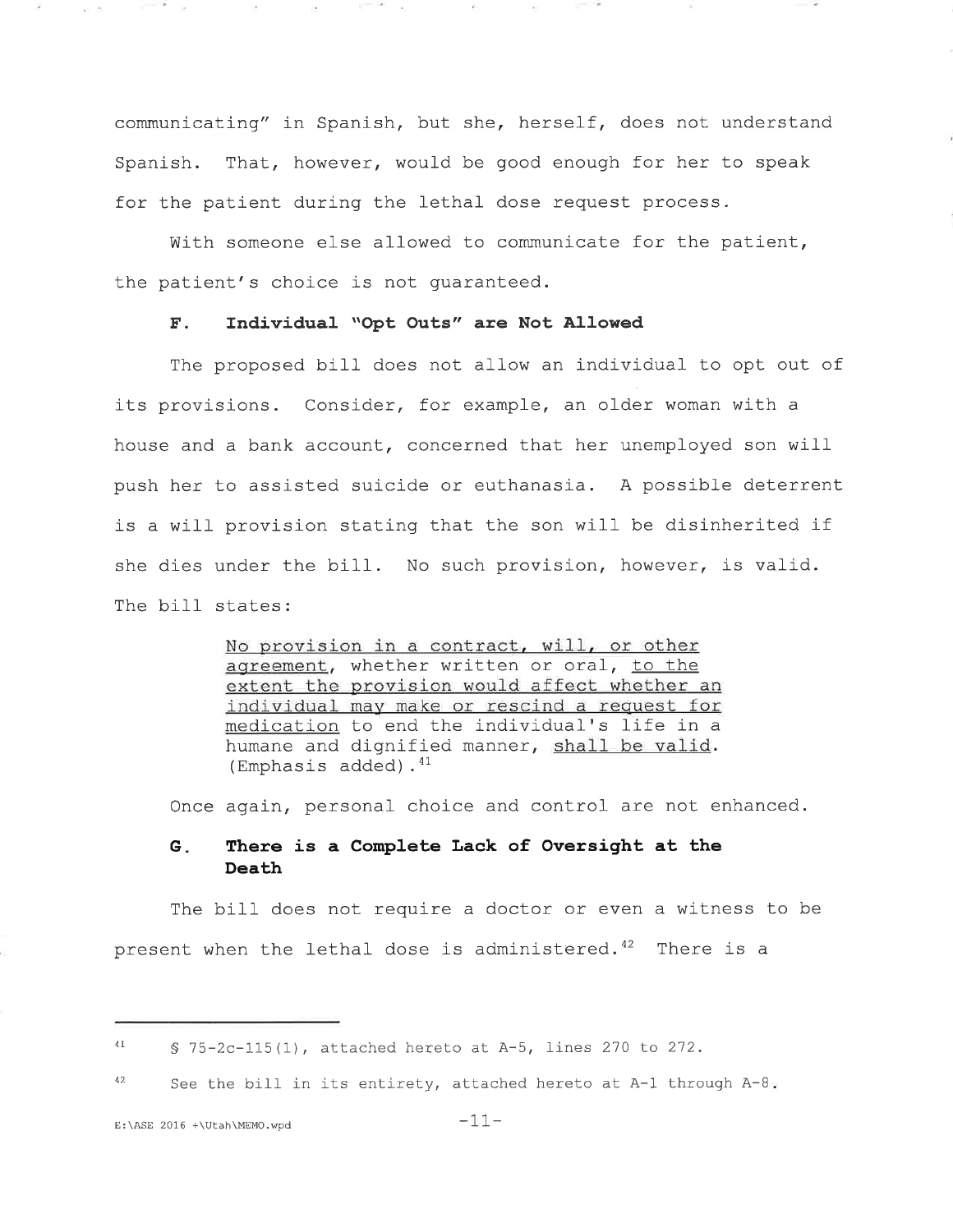communicating" in Spanish, but she, herself, does not understand Spanish. That, however, would be good enough for her to speak for the patient during the lethal dose request process.

With someone else allowed to communicate for the patient, the patient's choice is not guaranteed.

### F. Individual "Opt Outs" are Not Allowed

The proposed bill does not allow an individual to opt out of its provisions. Consider, for example, an older woman with a house and a bank account, concerned that her unemployed son will push her to assisted suicide or euthanasia. A possible deterrent is a will provision stating that the son will be disinherited if she dies under the bill. No such provision, however, is valid. The bill states:

> <u>No provision in a contract, will, or other agreement</u>, whether written or oral, <u>to the extent the provision would affect whether an individual may make or rescind a request for medication</u> to end the individual's life in a humane and dignified manner, <u>shall be valid</u>. (Emphasis added).[41]

Once again, personal choice and control are not enhanced.

### G. There is a Complete Lack of Oversight at the Death

The bill does not require a doctor or even a witness to be present when the lethal dose is administered.[42] There is a

---

[41] § 75-2c-115(1), attached hereto at A-5, lines 270 to 272.

[42] See the bill in its entirety, attached hereto at A-1 through A-8.

E:\ASE 2016 +\Utah\MEMO.wpd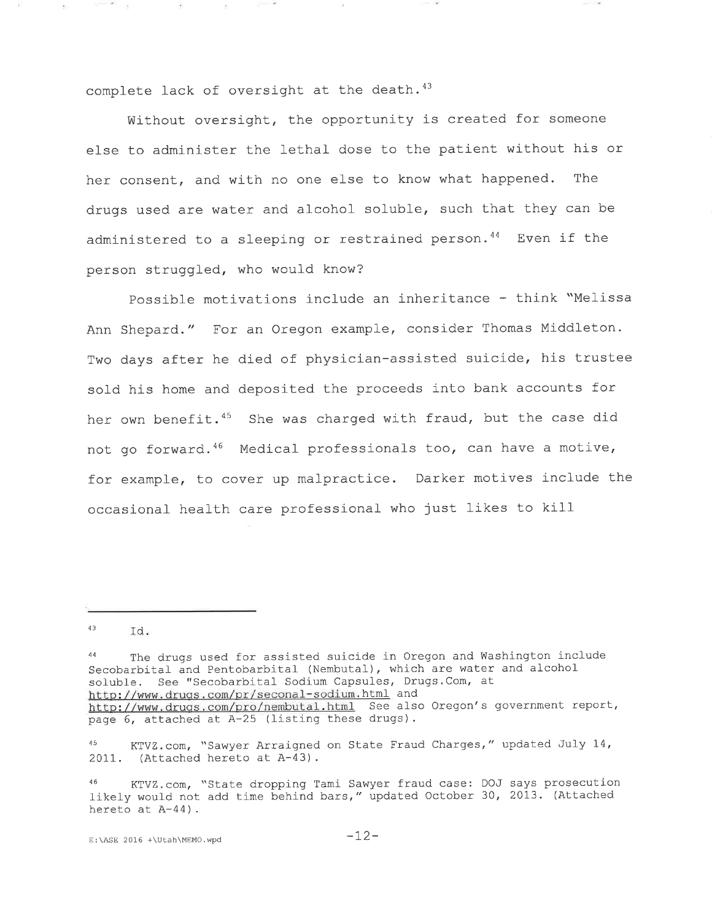complete lack of oversight at the death.[43]

Without oversight, the opportunity is created for someone else to administer the lethal dose to the patient without his or her consent, and with no one else to know what happened. The drugs used are water and alcohol soluble, such that they can be administered to a sleeping or restrained person.[44] Even if the person struggled, who would know?

Possible motivations include an inheritance - think "Melissa Ann Shepard." For an Oregon example, consider Thomas Middleton. Two days after he died of physician-assisted suicide, his trustee sold his home and deposited the proceeds into bank accounts for her own benefit.[45] She was charged with fraud, but the case did not go forward.[46] Medical professionals too, can have a motive, for example, to cover up malpractice. Darker motives include the occasional health care professional who just likes to kill

---

[43] Id.

[44] The drugs used for assisted suicide in Oregon and Washington include Secobarbital and Pentobarbital (Nembutal), which are water and alcohol soluble. See "Secobarbital Sodium Capsules, Drugs.Com, at http://www.drugs.com/pr/seconal-sodium.html and http://www.drugs.com/pro/nembutal.html See also Oregon's government report, page 6, attached at A-25 (listing these drugs).

[45] KTVZ.com, "Sawyer Arraigned on State Fraud Charges," updated July 14, 2011. (Attached hereto at A-43).

[46] KTVZ.com, "State dropping Tami Sawyer fraud case: DOJ says prosecution likely would not add time behind bars," updated October 30, 2013. (Attached hereto at A-44).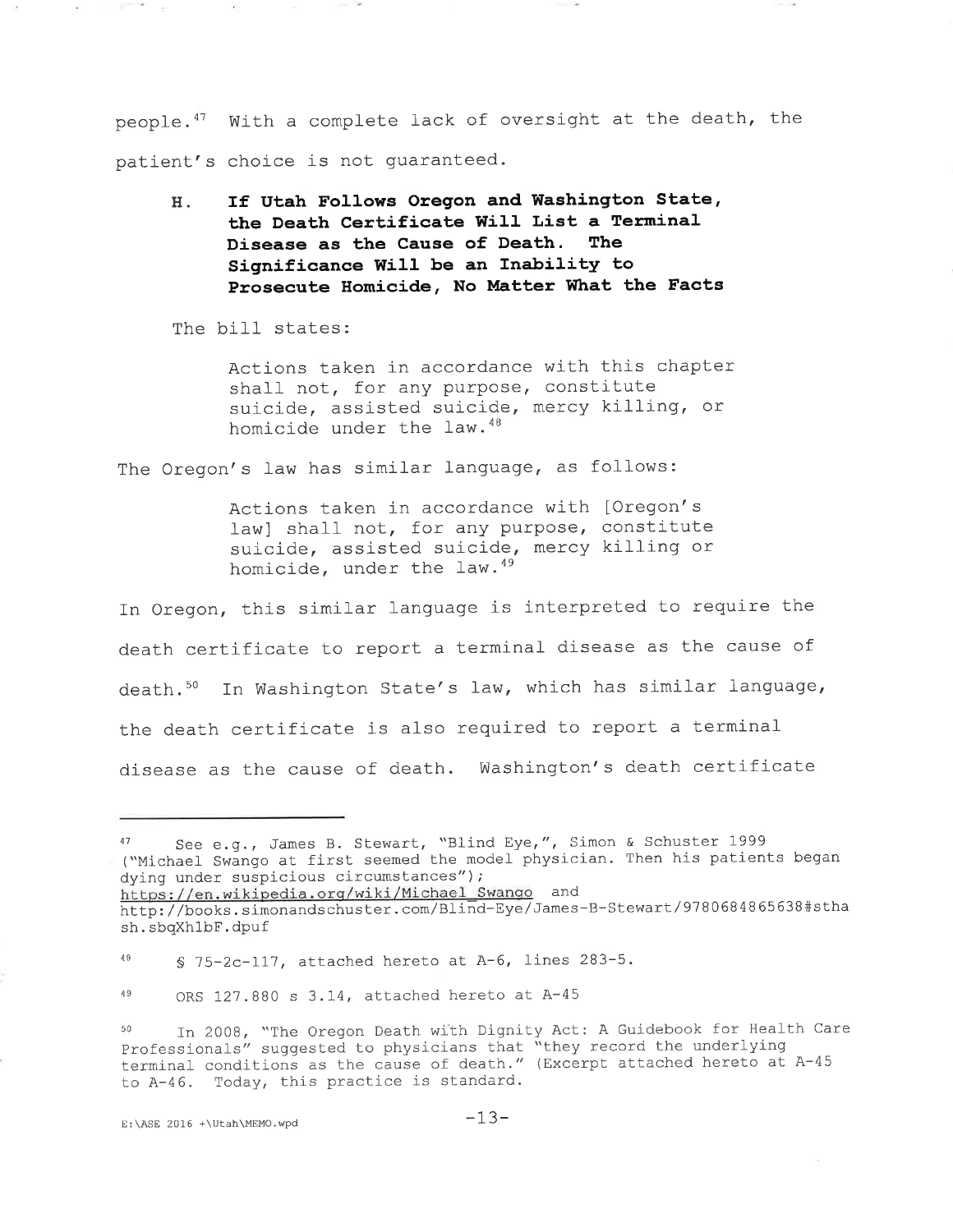people.[47] With a complete lack of oversight at the death, the patient's choice is not guaranteed.

### H. If Utah Follows Oregon and Washington State, the Death Certificate Will List a Terminal Disease as the Cause of Death. The Significance Will be an Inability to Prosecute Homicide, No Matter What the Facts

The bill states:

> Actions taken in accordance with this chapter shall not, for any purpose, constitute suicide, assisted suicide, mercy killing, or homicide under the law.[48]

The Oregon's law has similar language, as follows:

> Actions taken in accordance with [Oregon's law] shall not, for any purpose, constitute suicide, assisted suicide, mercy killing or homicide, under the law.[49]

In Oregon, this similar language is interpreted to require the death certificate to report a terminal disease as the cause of death.[50] In Washington State's law, which has similar language, the death certificate is also required to report a terminal disease as the cause of death. Washington's death certificate

---

[47] See e.g., James B. Stewart, "Blind Eye,", Simon & Schuster 1999 ("Michael Swango at first seemed the model physician. Then his patients began dying under suspicious circumstances"); https://en.wikipedia.org/wiki/Michael_Swango and http://books.simonandschuster.com/Blind-Eye/James-B-Stewart/9780684865638#sthash.sbqXh1bF.dpuf

[48] § 75-2c-117, attached hereto at A-6, lines 283-5.

[49] ORS 127.880 s 3.14, attached hereto at A-45

[50] In 2008, "The Oregon Death with Dignity Act: A Guidebook for Health Care Professionals" suggested to physicians that "they record the underlying terminal conditions as the cause of death." (Excerpt attached hereto at A-45 to A-46. Today, this practice is standard.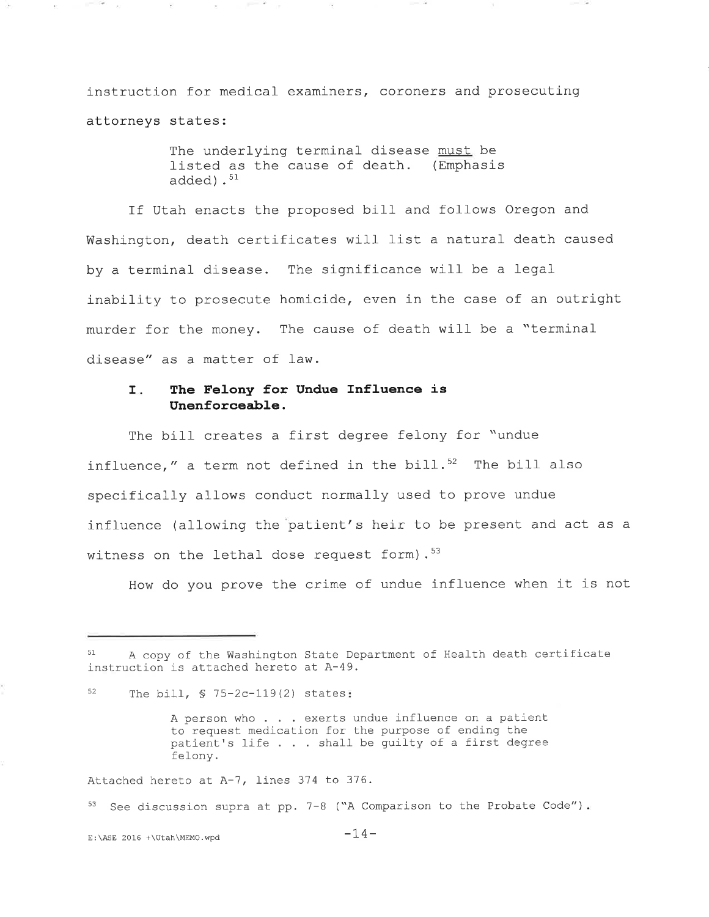instruction for medical examiners, coroners and prosecuting attorneys states:

> The underlying terminal disease <u>must</u> be listed as the cause of death. (Emphasis added).[51]

If Utah enacts the proposed bill and follows Oregon and Washington, death certificates will list a natural death caused by a terminal disease. The significance will be a legal inability to prosecute homicide, even in the case of an outright murder for the money. The cause of death will be a "terminal disease" as a matter of law.

### I. The Felony for Undue Influence is Unenforceable.

The bill creates a first degree felony for "undue influence," a term not defined in the bill.[52] The bill also specifically allows conduct normally used to prove undue influence (allowing the patient's heir to be present and act as a witness on the lethal dose request form).[53]

How do you prove the crime of undue influence when it is not

---

[51] A copy of the Washington State Department of Health death certificate instruction is attached hereto at A-49.

[52] The bill, § 75-2c-119(2) states:

> A person who . . . exerts undue influence on a patient to request medication for the purpose of ending the patient's life . . . shall be guilty of a first degree felony.

Attached hereto at A-7, lines 374 to 376.

[53] See discussion supra at pp. 7-8 ("A Comparison to the Probate Code").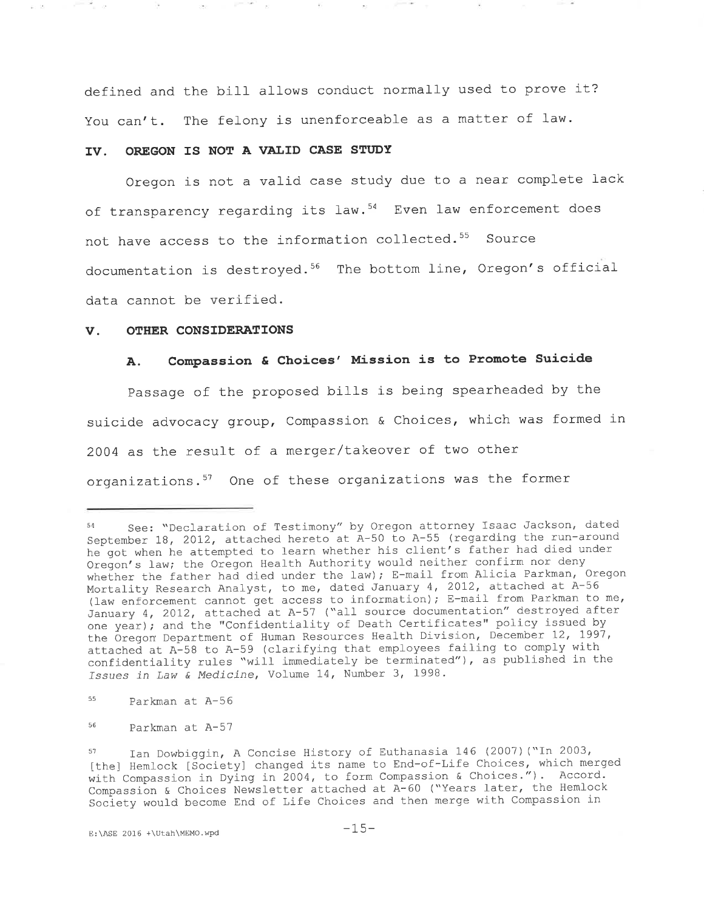defined and the bill allows conduct normally used to prove it? You can't. The felony is unenforceable as a matter of law.

## IV. OREGON IS NOT A VALID CASE STUDY

Oregon is not a valid case study due to a near complete lack of transparency regarding its law.[54] Even law enforcement does not have access to the information collected.[55] Source documentation is destroyed.[56] The bottom line, Oregon's official data cannot be verified.

## V. OTHER CONSIDERATIONS

### A. Compassion & Choices' Mission is to Promote Suicide

Passage of the proposed bills is being spearheaded by the suicide advocacy group, Compassion & Choices, which was formed in 2004 as the result of a merger/takeover of two other organizations.[57] One of these organizations was the former

---

[54] See: "Declaration of Testimony" by Oregon attorney Isaac Jackson, dated September 18, 2012, attached hereto at A-50 to A-55 (regarding the run-around he got when he attempted to learn whether his client's father had died under Oregon's law; the Oregon Health Authority would neither confirm nor deny whether the father had died under the law); E-mail from Alicia Parkman, Oregon Mortality Research Analyst, to me, dated January 4, 2012, attached at A-56 (law enforcement cannot get access to information); E-mail from Parkman to me, January 4, 2012, attached at A-57 ("all source documentation" destroyed after one year); and the "Confidentiality of Death Certificates" policy issued by the Oregon Department of Human Resources Health Division, December 12, 1997, attached at A-58 to A-59 (clarifying that employees failing to comply with confidentiality rules "will immediately be terminated"), as published in the *Issues in Law & Medicine*, Volume 14, Number 3, 1998.

[55] Parkman at A-56

[56] Parkman at A-57

[57] Ian Dowbiggin, A Concise History of Euthanasia 146 (2007)("In 2003, [the] Hemlock [Society] changed its name to End-of-Life Choices, which merged with Compassion in Dying in 2004, to form Compassion & Choices."). Accord. Compassion & Choices Newsletter attached at A-60 ("Years later, the Hemlock Society would become End of Life Choices and then merge with Compassion in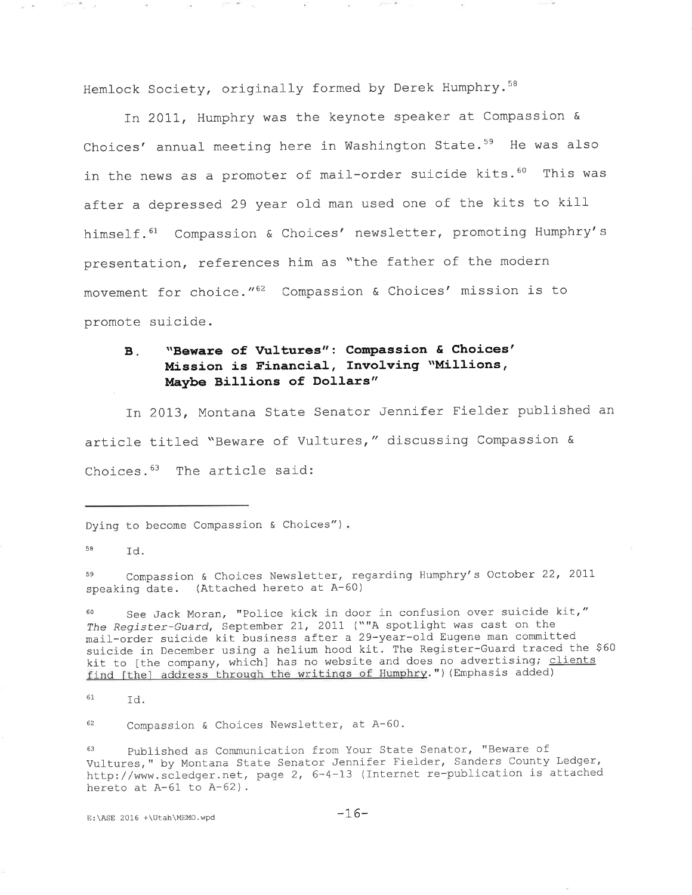Hemlock Society, originally formed by Derek Humphry.[58]

In 2011, Humphry was the keynote speaker at Compassion & Choices' annual meeting here in Washington State.[59] He was also in the news as a promoter of mail-order suicide kits.[60] This was after a depressed 29 year old man used one of the kits to kill himself.[61] Compassion & Choices' newsletter, promoting Humphry's presentation, references him as "the father of the modern movement for choice."[62] Compassion & Choices' mission is to promote suicide.

### B. "Beware of Vultures": Compassion & Choices' Mission is Financial, Involving "Millions, Maybe Billions of Dollars"

In 2013, Montana State Senator Jennifer Fielder published an article titled "Beware of Vultures," discussing Compassion & Choices.[63] The article said:

---

Dying to become Compassion & Choices").

[58] Id.

[59] Compassion & Choices Newsletter, regarding Humphry's October 22, 2011 speaking date. (Attached hereto at A-60)

[60] See Jack Moran, "Police kick in door in confusion over suicide kit," *The Register-Guard*, September 21, 2011 (""A spotlight was cast on the mail-order suicide kit business after a 29-year-old Eugene man committed suicide in December using a helium hood kit. The Register-Guard traced the $60 kit to [the company, which] has no website and does no advertising; <u>clients find [the] address through the writings of Humphry</u>.") (Emphasis added)

[61] Id.

[62] Compassion & Choices Newsletter, at A-60.

[63] Published as Communication from Your State Senator, "Beware of Vultures," by Montana State Senator Jennifer Fielder, Sanders County Ledger, http://www.scledger.net, page 2, 6-4-13 (Internet re-publication is attached hereto at A-61 to A-62).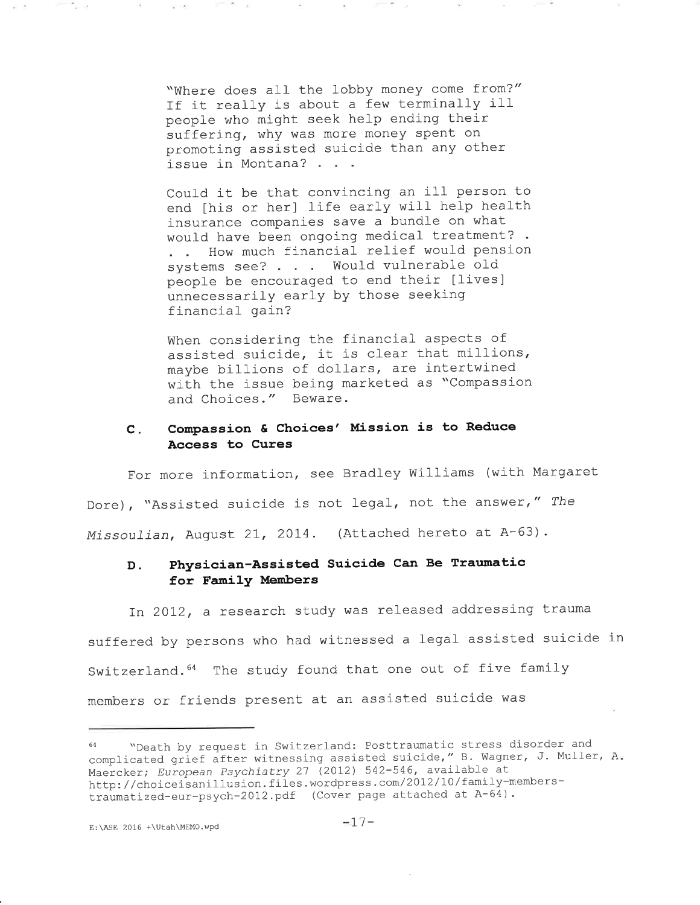> "Where does all the lobby money come from?" If it really is about a few terminally ill people who might seek help ending their suffering, why was more money spent on promoting assisted suicide than any other issue in Montana? . . .
>
> Could it be that convincing an ill person to end [his or her] life early will help health insurance companies save a bundle on what would have been ongoing medical treatment? . . . How much financial relief would pension systems see? . . . Would vulnerable old people be encouraged to end their [lives] unnecessarily early by those seeking financial gain?
>
> When considering the financial aspects of assisted suicide, it is clear that millions, maybe billions of dollars, are intertwined with the issue being marketed as "Compassion and Choices." Beware.

### C. Compassion & Choices' Mission is to Reduce Access to Cures

For more information, see Bradley Williams (with Margaret Dore), "Assisted suicide is not legal, not the answer," *The Missoulian*, August 21, 2014. (Attached hereto at A-63).

### D. Physician-Assisted Suicide Can Be Traumatic for Family Members

In 2012, a research study was released addressing trauma suffered by persons who had witnessed a legal assisted suicide in Switzerland.[64] The study found that one out of five family members or friends present at an assisted suicide was

---

[64] "Death by request in Switzerland: Posttraumatic stress disorder and complicated grief after witnessing assisted suicide," B. Wagner, J. Muller, A. Maercker; *European Psychiatry* 27 (2012) 542-546, available at http://choiceisanillusion.files.wordpress.com/2012/10/family-members-traumatized-eur-psych-2012.pdf (Cover page attached at A-64).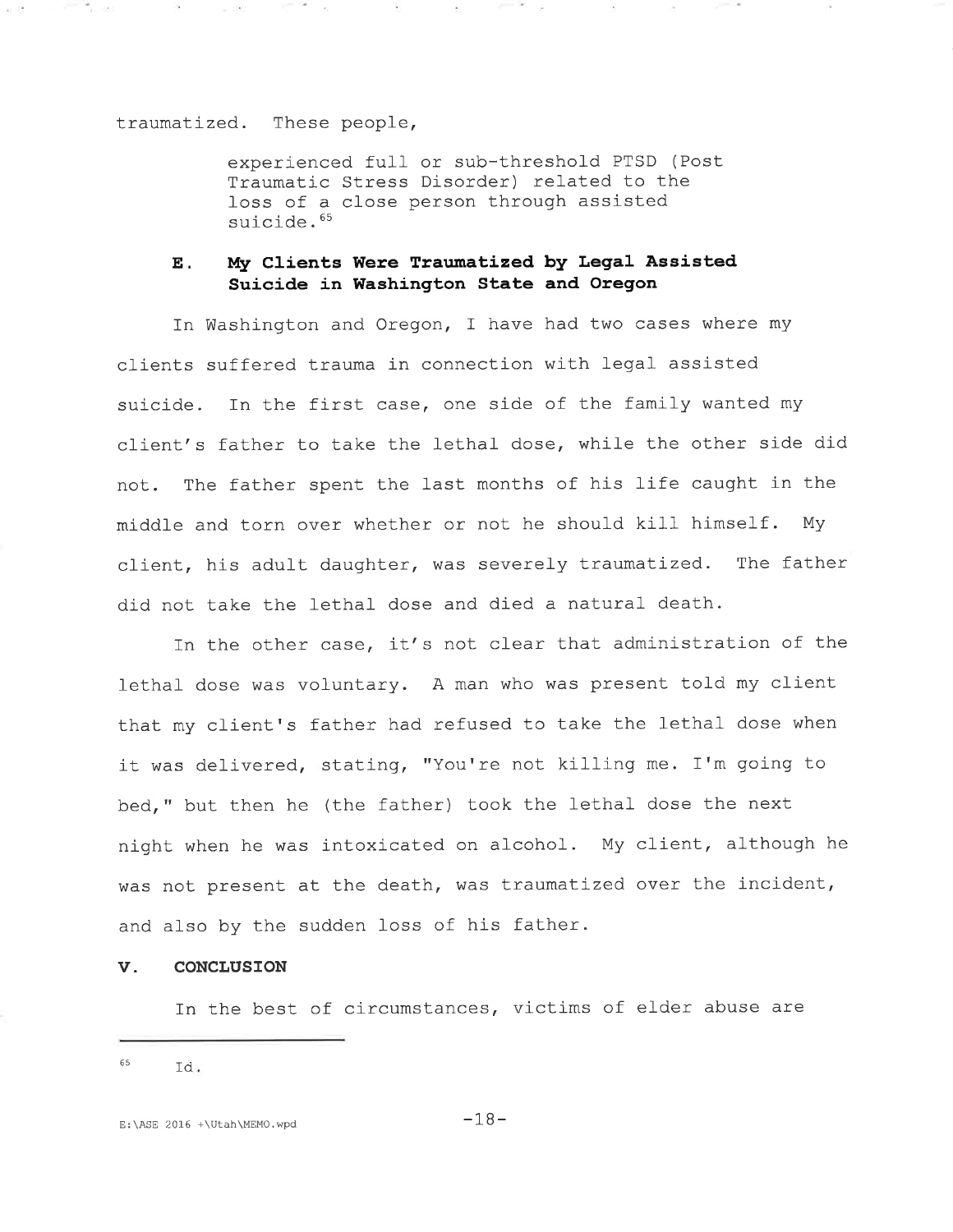traumatized. These people,

> experienced full or sub-threshold PTSD (Post Traumatic Stress Disorder) related to the loss of a close person through assisted suicide.[65]

### E. My Clients Were Traumatized by Legal Assisted Suicide in Washington State and Oregon

In Washington and Oregon, I have had two cases where my clients suffered trauma in connection with legal assisted suicide. In the first case, one side of the family wanted my client's father to take the lethal dose, while the other side did not. The father spent the last months of his life caught in the middle and torn over whether or not he should kill himself. My client, his adult daughter, was severely traumatized. The father did not take the lethal dose and died a natural death.

In the other case, it's not clear that administration of the lethal dose was voluntary. A man who was present told my client that my client's father had refused to take the lethal dose when it was delivered, stating, "You're not killing me. I'm going to bed," but then he (the father) took the lethal dose the next night when he was intoxicated on alcohol. My client, although he was not present at the death, was traumatized over the incident, and also by the sudden loss of his father.

## V. CONCLUSION

In the best of circumstances, victims of elder abuse are

---

[65] Id.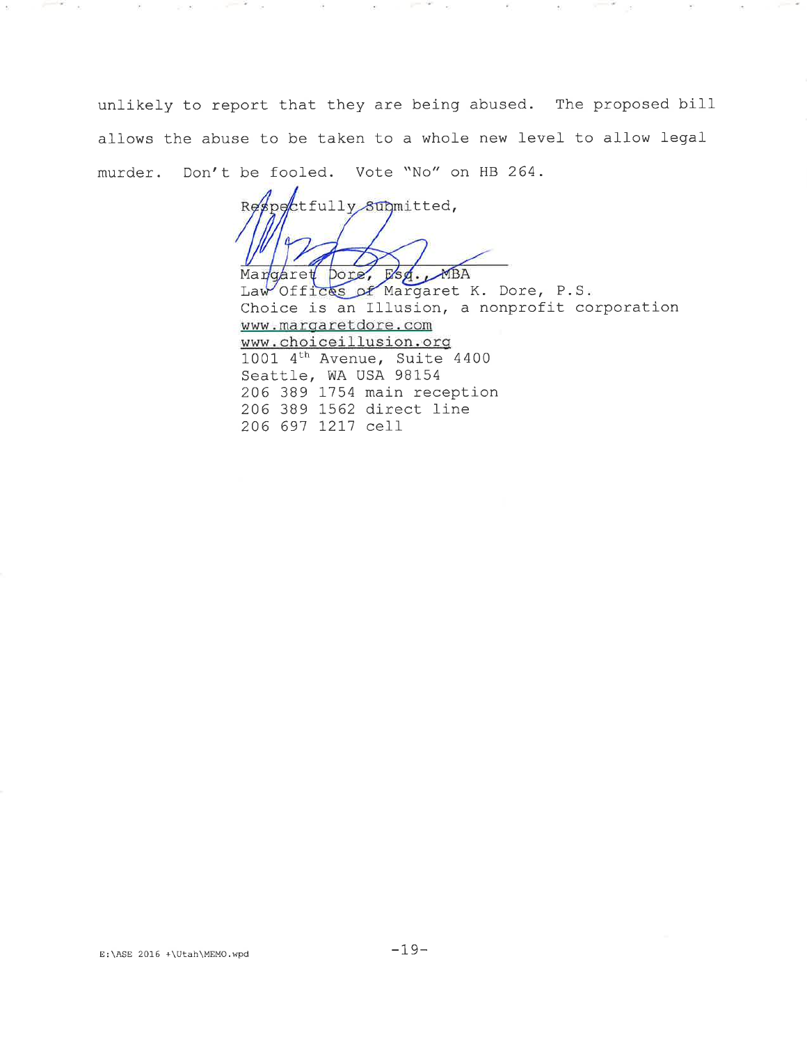unlikely to report that they are being abused. The proposed bill allows the abuse to be taken to a whole new level to allow legal murder. Don't be fooled. Vote "No" on HB 264.

Respectfully Submitted,

Margaret Dore, Esq., MBA
Law Offices of Margaret K. Dore, P.S.
Choice is an Illusion, a nonprofit corporation
www.margaretdore.com
www.choiceillusion.org
1001 4th Avenue, Suite 4400
Seattle, WA USA 98154
206 389 1754 main reception
206 389 1562 direct line
206 697 1217 cell

E:\ASE 2016 +\Utah\MEMO.wpd